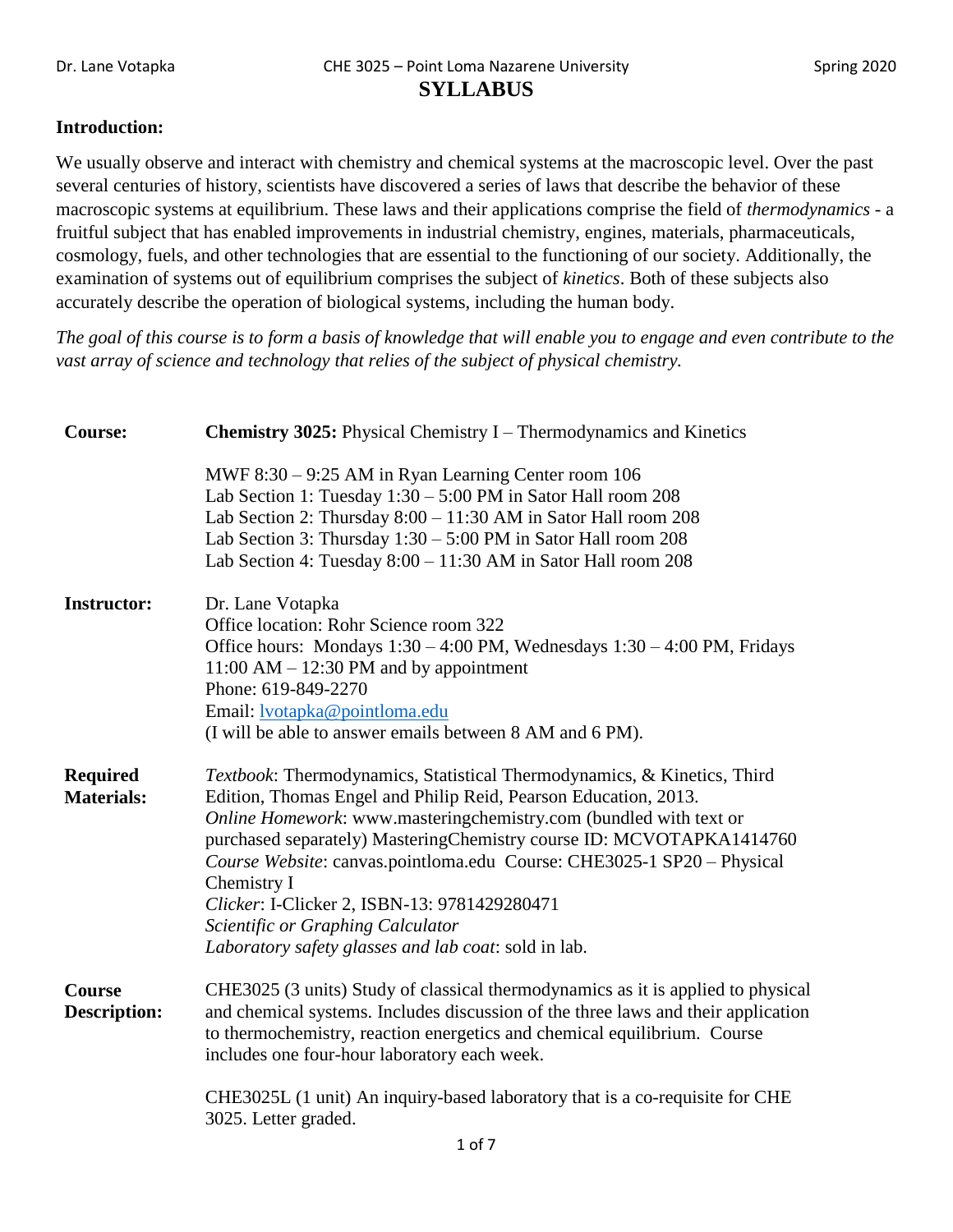# SYLLABUS

**Introduction:**

We usually observe and interact with chemistry and chemical systems at the macroscopic level. Over the past several centuries of history, scientists have discovered a series of laws that describe the behavior of these macroscopic systems at equilibrium. These laws and their applications comprise the field of *thermodynamics* - a fruitful subject that has enabled improvements in industrial chemistry, engines, materials, pharmaceuticals, cosmology, fuels, and other technologies that are essential to the functioning of our society. Additionally, the examination of systems out of equilibrium comprises the subject of *kinetics*. Both of these subjects also accurately describe the operation of biological systems, including the human body.

*The goal of this course is to form a basis of knowledge that will enable you to engage and even contribute to the vast array of science and technology that relies of the subject of physical chemistry.*

**Course:** **Chemistry 3025:** Physical Chemistry I – Thermodynamics and Kinetics

MWF 8:30 – 9:25 AM in Ryan Learning Center room 106
Lab Section 1: Tuesday 1:30 – 5:00 PM in Sator Hall room 208
Lab Section 2: Thursday 8:00 – 11:30 AM in Sator Hall room 208
Lab Section 3: Thursday 1:30 – 5:00 PM in Sator Hall room 208
Lab Section 4: Tuesday 8:00 – 11:30 AM in Sator Hall room 208

**Instructor:** Dr. Lane Votapka
Office location: Rohr Science room 322
Office hours: Mondays 1:30 – 4:00 PM, Wednesdays 1:30 – 4:00 PM, Fridays 11:00 AM – 12:30 PM and by appointment
Phone: 619-849-2270
Email: lvotapka@pointloma.edu
(I will be able to answer emails between 8 AM and 6 PM).

**Required Materials:**
*Textbook*: Thermodynamics, Statistical Thermodynamics, & Kinetics, Third Edition, Thomas Engel and Philip Reid, Pearson Education, 2013.
*Online Homework*: www.masteringchemistry.com (bundled with text or purchased separately) MasteringChemistry course ID: MCVOTAPKA1414760
*Course Website*: canvas.pointloma.edu Course: CHE3025-1 SP20 – Physical Chemistry I
*Clicker*: I-Clicker 2, ISBN-13: 9781429280471
*Scientific or Graphing Calculator*
*Laboratory safety glasses and lab coat*: sold in lab.

**Course Description:**
CHE3025 (3 units) Study of classical thermodynamics as it is applied to physical and chemical systems. Includes discussion of the three laws and their application to thermochemistry, reaction energetics and chemical equilibrium. Course includes one four-hour laboratory each week.

CHE3025L (1 unit) An inquiry-based laboratory that is a co-requisite for CHE 3025. Letter graded.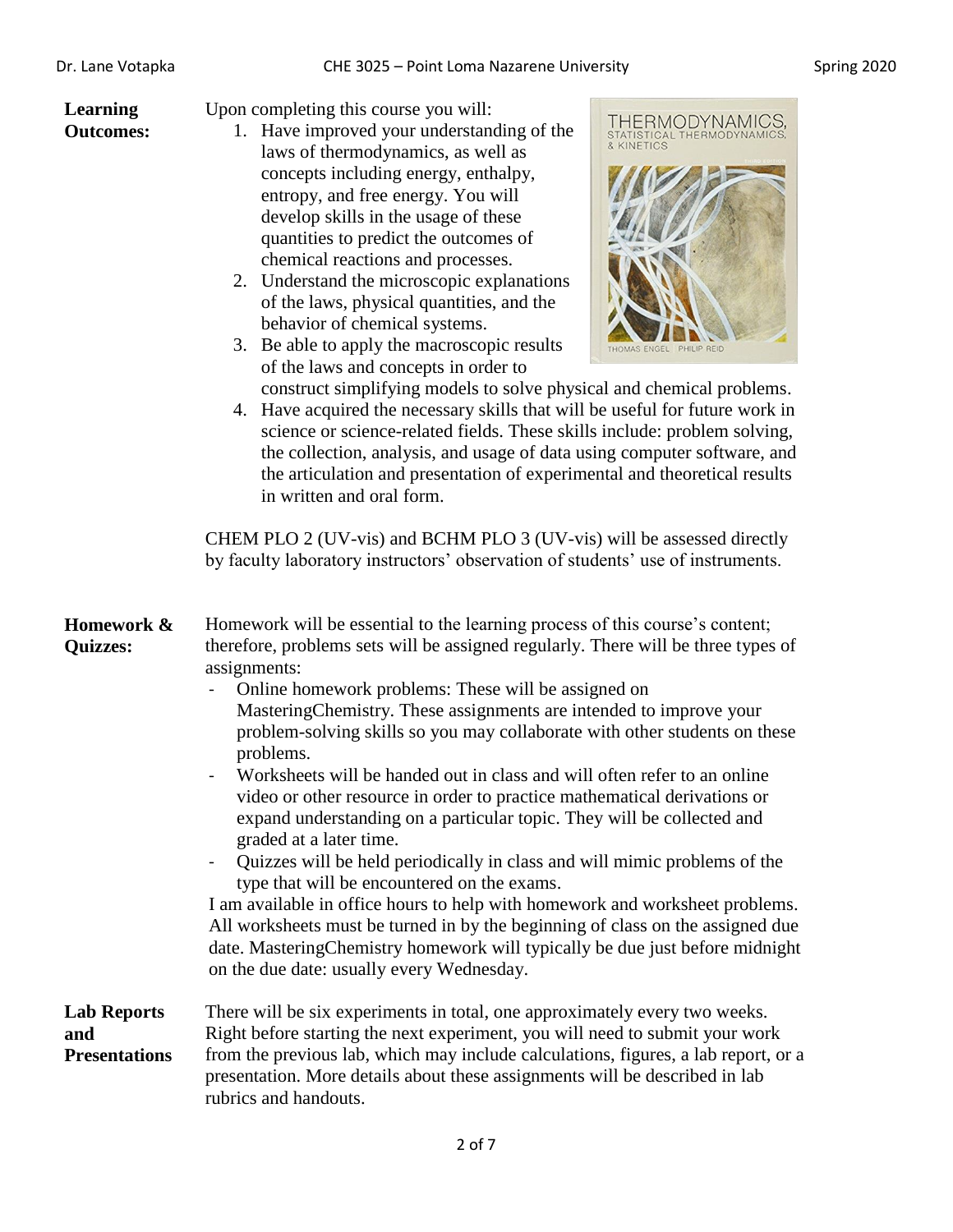**Learning Outcomes:**

Upon completing this course you will:

1. Have improved your understanding of the laws of thermodynamics, as well as concepts including energy, enthalpy, entropy, and free energy. You will develop skills in the usage of these quantities to predict the outcomes of chemical reactions and processes.
2. Understand the microscopic explanations of the laws, physical quantities, and the behavior of chemical systems.
3. Be able to apply the macroscopic results of the laws and concepts in order to construct simplifying models to solve physical and chemical problems.
4. Have acquired the necessary skills that will be useful for future work in science or science-related fields. These skills include: problem solving, the collection, analysis, and usage of data using computer software, and the articulation and presentation of experimental and theoretical results in written and oral form.

CHEM PLO 2 (UV-vis) and BCHM PLO 3 (UV-vis) will be assessed directly by faculty laboratory instructors' observation of students' use of instruments.

**Homework & Quizzes:**

Homework will be essential to the learning process of this course's content; therefore, problems sets will be assigned regularly. There will be three types of assignments:

- Online homework problems: These will be assigned on MasteringChemistry. These assignments are intended to improve your problem-solving skills so you may collaborate with other students on these problems.
- Worksheets will be handed out in class and will often refer to an online video or other resource in order to practice mathematical derivations or expand understanding on a particular topic. They will be collected and graded at a later time.
- Quizzes will be held periodically in class and will mimic problems of the type that will be encountered on the exams.

I am available in office hours to help with homework and worksheet problems. All worksheets must be turned in by the beginning of class on the assigned due date. MasteringChemistry homework will typically be due just before midnight on the due date: usually every Wednesday.

**Lab Reports and Presentations**

There will be six experiments in total, one approximately every two weeks. Right before starting the next experiment, you will need to submit your work from the previous lab, which may include calculations, figures, a lab report, or a presentation. More details about these assignments will be described in lab rubrics and handouts.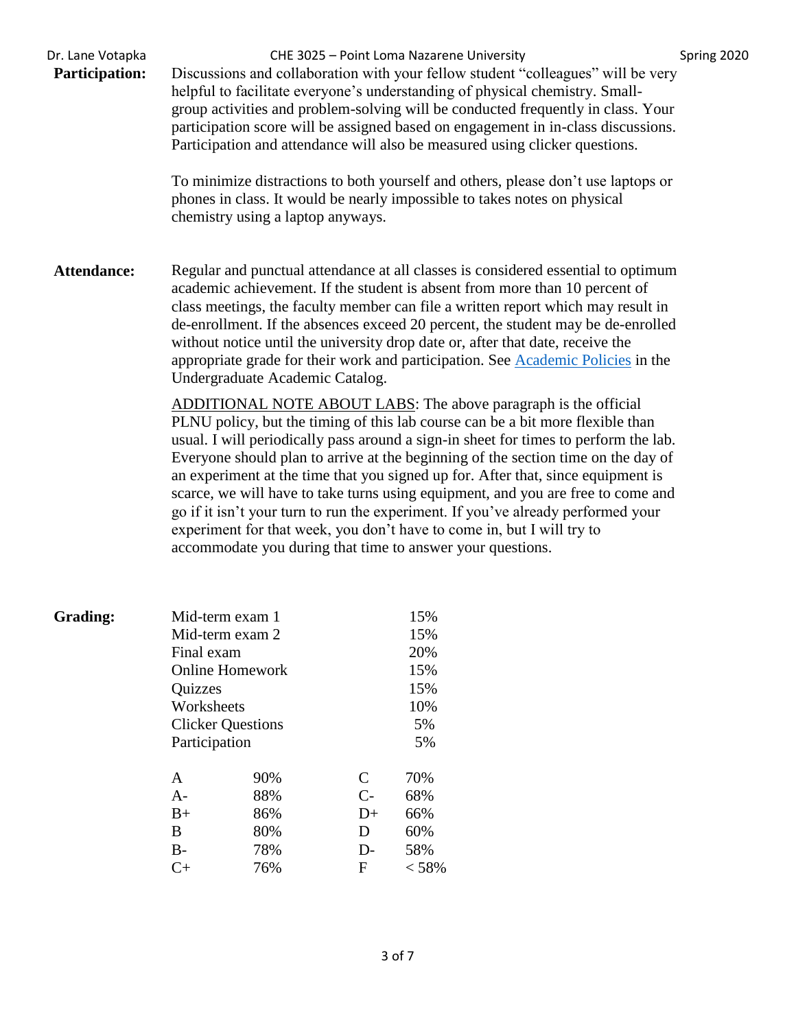**Participation:** Discussions and collaboration with your fellow student "colleagues" will be very helpful to facilitate everyone's understanding of physical chemistry. Small-group activities and problem-solving will be conducted frequently in class. Your participation score will be assigned based on engagement in in-class discussions. Participation and attendance will also be measured using clicker questions.

To minimize distractions to both yourself and others, please don't use laptops or phones in class. It would be nearly impossible to takes notes on physical chemistry using a laptop anyways.

**Attendance:** Regular and punctual attendance at all classes is considered essential to optimum academic achievement. If the student is absent from more than 10 percent of class meetings, the faculty member can file a written report which may result in de-enrollment. If the absences exceed 20 percent, the student may be de-enrolled without notice until the university drop date or, after that date, receive the appropriate grade for their work and participation. See Academic Policies in the Undergraduate Academic Catalog.

ADDITIONAL NOTE ABOUT LABS: The above paragraph is the official PLNU policy, but the timing of this lab course can be a bit more flexible than usual. I will periodically pass around a sign-in sheet for times to perform the lab. Everyone should plan to arrive at the beginning of the section time on the day of an experiment at the time that you signed up for. After that, since equipment is scarce, we will have to take turns using equipment, and you are free to come and go if it isn't your turn to run the experiment. If you've already performed your experiment for that week, you don't have to come in, but I will try to accommodate you during that time to answer your questions.

**Grading:**

| Component | Weight |
|---|---|
| Mid-term exam 1 | 15% |
| Mid-term exam 2 | 15% |
| Final exam | 20% |
| Online Homework | 15% |
| Quizzes | 15% |
| Worksheets | 10% |
| Clicker Questions | 5% |
| Participation | 5% |

| Grade | Cutoff | Grade | Cutoff |
|---|---|---|---|
| A | 90% | C | 70% |
| A- | 88% | C- | 68% |
| B+ | 86% | D+ | 66% |
| B | 80% | D | 60% |
| B- | 78% | D- | 58% |
| C+ | 76% | F | < 58% |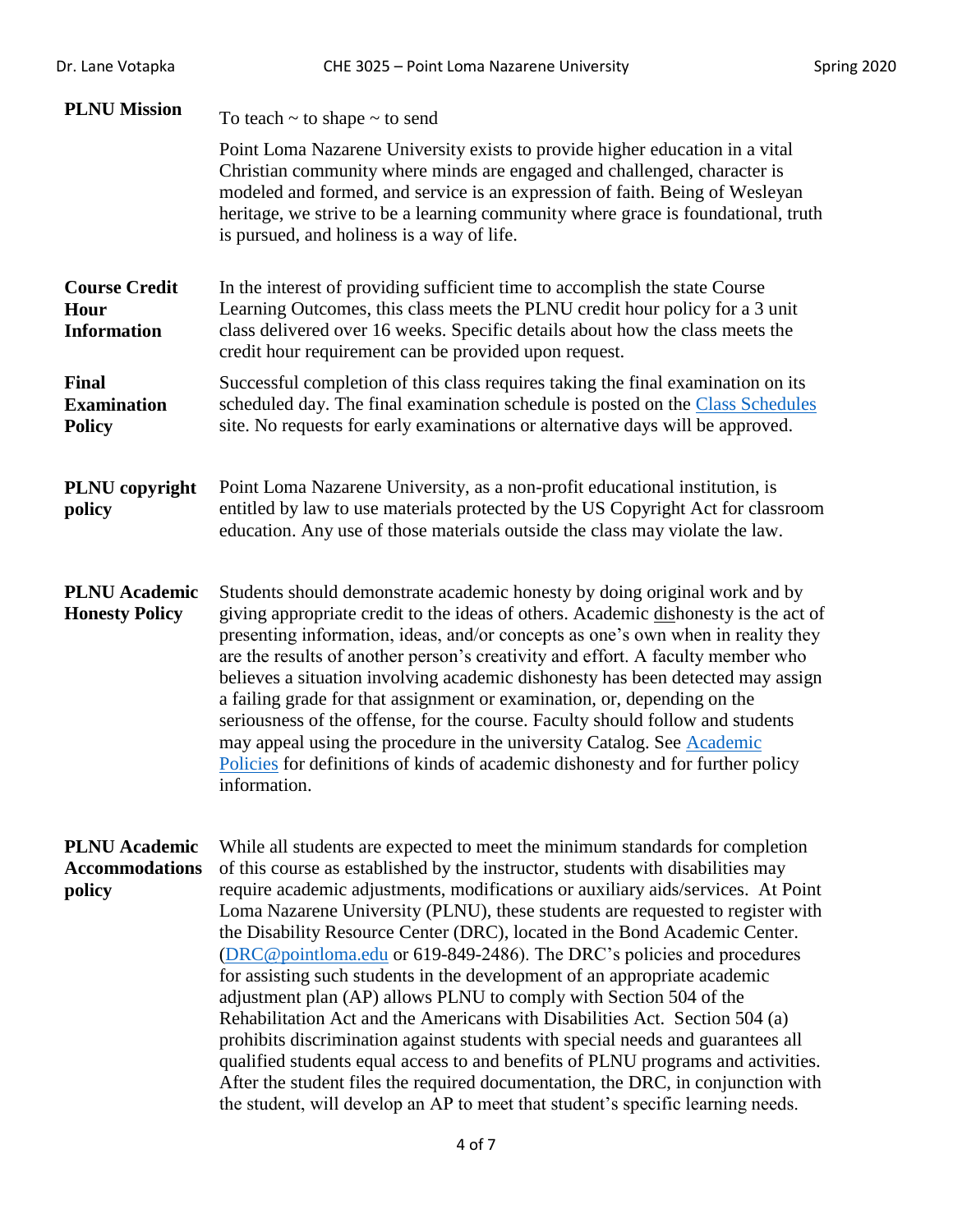**PLNU Mission**

To teach ~ to shape ~ to send

Point Loma Nazarene University exists to provide higher education in a vital Christian community where minds are engaged and challenged, character is modeled and formed, and service is an expression of faith. Being of Wesleyan heritage, we strive to be a learning community where grace is foundational, truth is pursued, and holiness is a way of life.

**Course Credit Hour Information**

In the interest of providing sufficient time to accomplish the state Course Learning Outcomes, this class meets the PLNU credit hour policy for a 3 unit class delivered over 16 weeks. Specific details about how the class meets the credit hour requirement can be provided upon request.

**Final Examination Policy**

Successful completion of this class requires taking the final examination on its scheduled day. The final examination schedule is posted on the Class Schedules site. No requests for early examinations or alternative days will be approved.

**PLNU copyright policy**

Point Loma Nazarene University, as a non-profit educational institution, is entitled by law to use materials protected by the US Copyright Act for classroom education. Any use of those materials outside the class may violate the law.

**PLNU Academic Honesty Policy**

Students should demonstrate academic honesty by doing original work and by giving appropriate credit to the ideas of others. Academic dishonesty is the act of presenting information, ideas, and/or concepts as one's own when in reality they are the results of another person's creativity and effort. A faculty member who believes a situation involving academic dishonesty has been detected may assign a failing grade for that assignment or examination, or, depending on the seriousness of the offense, for the course. Faculty should follow and students may appeal using the procedure in the university Catalog. See Academic Policies for definitions of kinds of academic dishonesty and for further policy information.

**PLNU Academic Accommodations policy**

While all students are expected to meet the minimum standards for completion of this course as established by the instructor, students with disabilities may require academic adjustments, modifications or auxiliary aids/services. At Point Loma Nazarene University (PLNU), these students are requested to register with the Disability Resource Center (DRC), located in the Bond Academic Center. (DRC@pointloma.edu or 619-849-2486). The DRC's policies and procedures for assisting such students in the development of an appropriate academic adjustment plan (AP) allows PLNU to comply with Section 504 of the Rehabilitation Act and the Americans with Disabilities Act. Section 504 (a) prohibits discrimination against students with special needs and guarantees all qualified students equal access to and benefits of PLNU programs and activities. After the student files the required documentation, the DRC, in conjunction with the student, will develop an AP to meet that student's specific learning needs.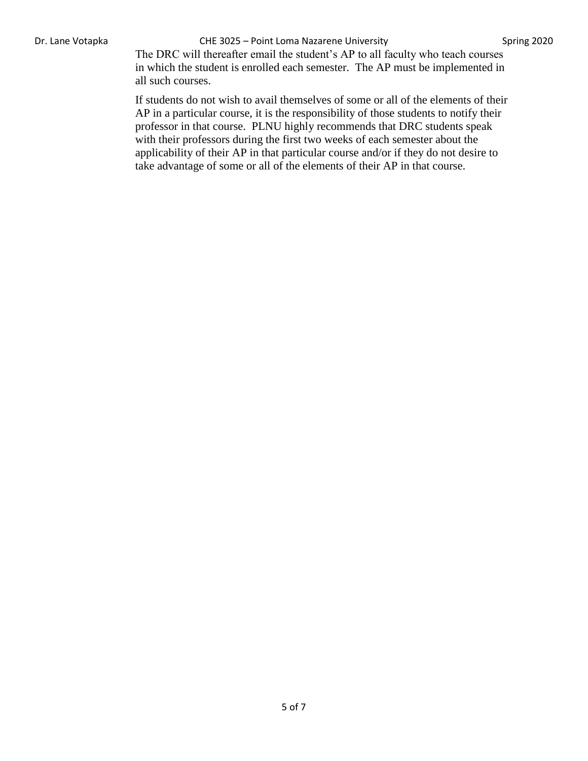The DRC will thereafter email the student's AP to all faculty who teach courses in which the student is enrolled each semester. The AP must be implemented in all such courses.

If students do not wish to avail themselves of some or all of the elements of their AP in a particular course, it is the responsibility of those students to notify their professor in that course. PLNU highly recommends that DRC students speak with their professors during the first two weeks of each semester about the applicability of their AP in that particular course and/or if they do not desire to take advantage of some or all of the elements of their AP in that course.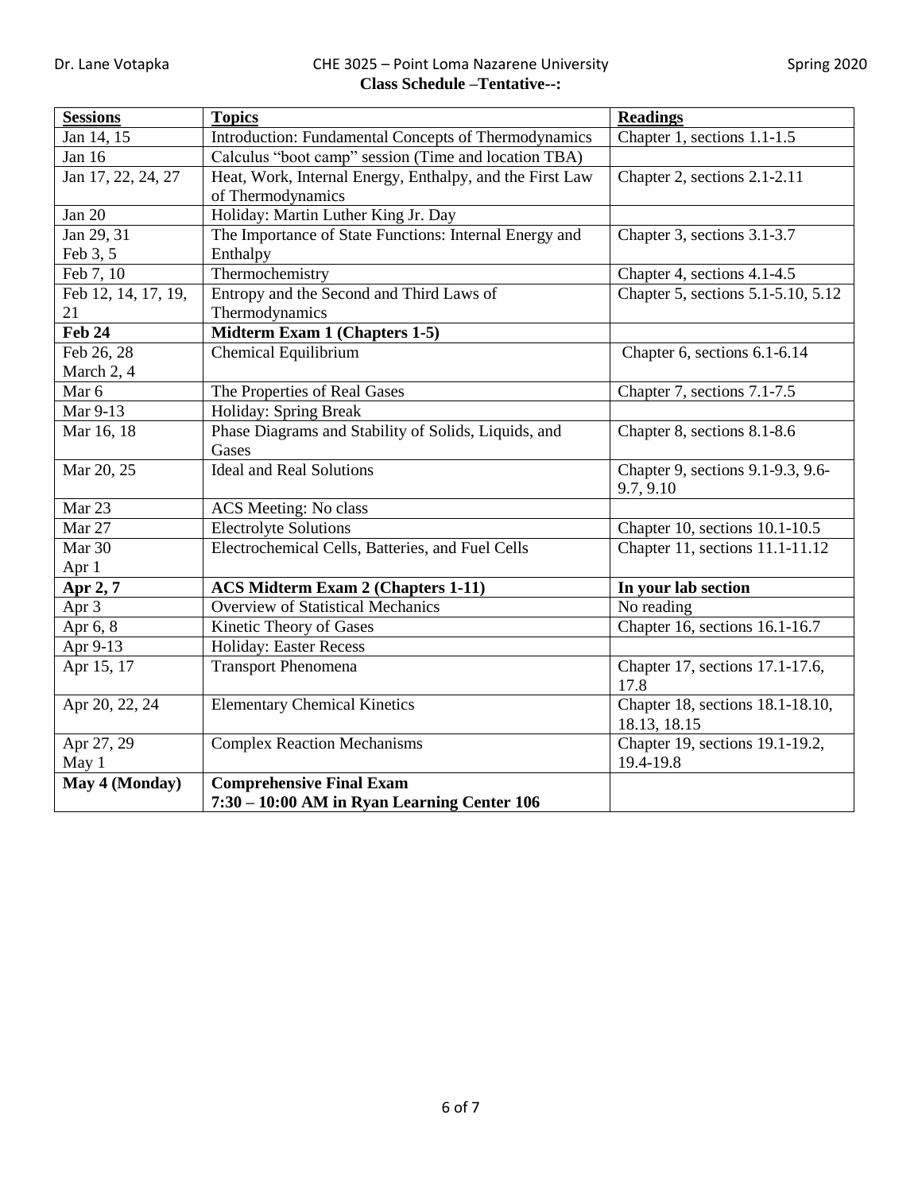**Class Schedule –Tentative--:**

| **Sessions** | **Topics** | **Readings** |
|---|---|---|
| Jan 14, 15 | Introduction: Fundamental Concepts of Thermodynamics | Chapter 1, sections 1.1-1.5 |
| Jan 16 | Calculus "boot camp" session (Time and location TBA) | |
| Jan 17, 22, 24, 27 | Heat, Work, Internal Energy, Enthalpy, and the First Law of Thermodynamics | Chapter 2, sections 2.1-2.11 |
| Jan 20 | Holiday: Martin Luther King Jr. Day | |
| Jan 29, 31 Feb 3, 5 | The Importance of State Functions: Internal Energy and Enthalpy | Chapter 3, sections 3.1-3.7 |
| Feb 7, 10 | Thermochemistry | Chapter 4, sections 4.1-4.5 |
| Feb 12, 14, 17, 19, 21 | Entropy and the Second and Third Laws of Thermodynamics | Chapter 5, sections 5.1-5.10, 5.12 |
| **Feb 24** | **Midterm Exam 1 (Chapters 1-5)** | |
| Feb 26, 28 March 2, 4 | Chemical Equilibrium | Chapter 6, sections 6.1-6.14 |
| Mar 6 | The Properties of Real Gases | Chapter 7, sections 7.1-7.5 |
| Mar 9-13 | Holiday: Spring Break | |
| Mar 16, 18 | Phase Diagrams and Stability of Solids, Liquids, and Gases | Chapter 8, sections 8.1-8.6 |
| Mar 20, 25 | Ideal and Real Solutions | Chapter 9, sections 9.1-9.3, 9.6-9.7, 9.10 |
| Mar 23 | ACS Meeting: No class | |
| Mar 27 | Electrolyte Solutions | Chapter 10, sections 10.1-10.5 |
| Mar 30 Apr 1 | Electrochemical Cells, Batteries, and Fuel Cells | Chapter 11, sections 11.1-11.12 |
| **Apr 2, 7** | **ACS Midterm Exam 2 (Chapters 1-11)** | **In your lab section** |
| Apr 3 | Overview of Statistical Mechanics | No reading |
| Apr 6, 8 | Kinetic Theory of Gases | Chapter 16, sections 16.1-16.7 |
| Apr 9-13 | Holiday: Easter Recess | |
| Apr 15, 17 | Transport Phenomena | Chapter 17, sections 17.1-17.6, 17.8 |
| Apr 20, 22, 24 | Elementary Chemical Kinetics | Chapter 18, sections 18.1-18.10, 18.13, 18.15 |
| Apr 27, 29 May 1 | Complex Reaction Mechanisms | Chapter 19, sections 19.1-19.2, 19.4-19.8 |
| **May 4 (Monday)** | **Comprehensive Final Exam 7:30 – 10:00 AM in Ryan Learning Center 106** | |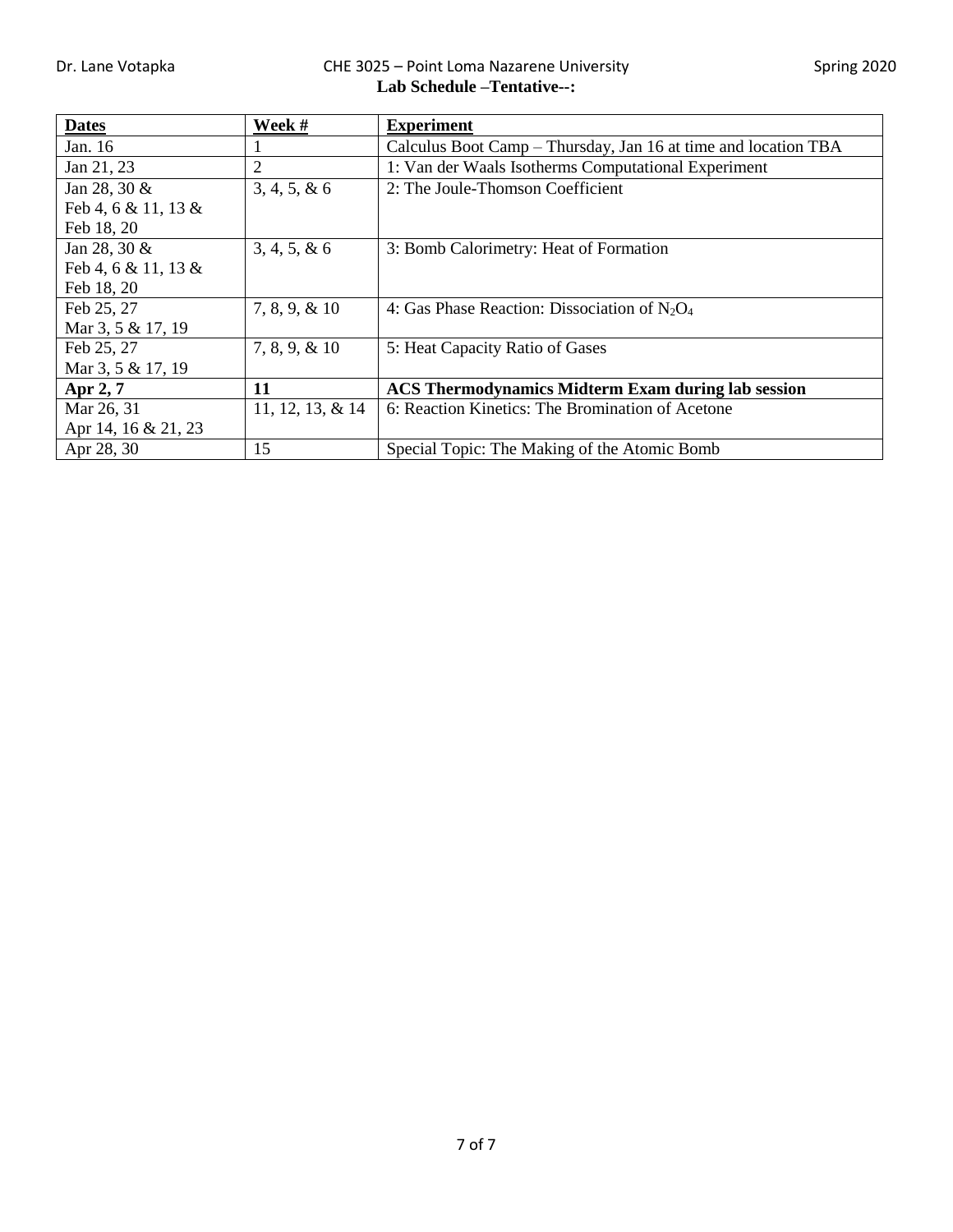**Lab Schedule –Tentative--:**

| **Dates** | **Week #** | **Experiment** |
|---|---|---|
| Jan. 16 | 1 | Calculus Boot Camp – Thursday, Jan 16 at time and location TBA |
| Jan 21, 23 | 2 | 1: Van der Waals Isotherms Computational Experiment |
| Jan 28, 30 & Feb 4, 6 & 11, 13 & Feb 18, 20 | 3, 4, 5, & 6 | 2: The Joule-Thomson Coefficient |
| Jan 28, 30 & Feb 4, 6 & 11, 13 & Feb 18, 20 | 3, 4, 5, & 6 | 3: Bomb Calorimetry: Heat of Formation |
| Feb 25, 27 Mar 3, 5 & 17, 19 | 7, 8, 9, & 10 | 4: Gas Phase Reaction: Dissociation of $N_2O_4$ |
| Feb 25, 27 Mar 3, 5 & 17, 19 | 7, 8, 9, & 10 | 5: Heat Capacity Ratio of Gases |
| **Apr 2, 7** | **11** | **ACS Thermodynamics Midterm Exam during lab session** |
| Mar 26, 31 Apr 14, 16 & 21, 23 | 11, 12, 13, & 14 | 6: Reaction Kinetics: The Bromination of Acetone |
| Apr 28, 30 | 15 | Special Topic: The Making of the Atomic Bomb |